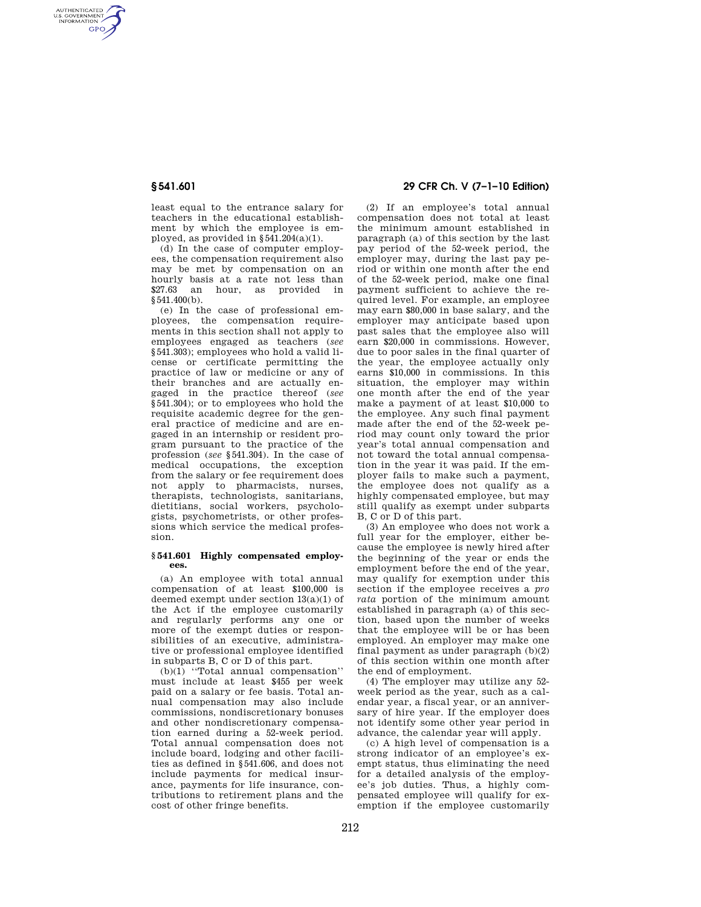least equal to the entrance salary for teachers in the educational establishment by which the employee is employed, as provided in §541.204(a)(1).

(d) In the case of computer employees, the compensation requirement also may be met by compensation on an hourly basis at a rate not less than $27.63 an hour, as provided in §541.400(b).

(e) In the case of professional employees, the compensation requirements in this section shall not apply to employees engaged as teachers (*see* §541.303); employees who hold a valid license or certificate permitting the practice of law or medicine or any of their branches and are actually engaged in the practice thereof (*see* §541.304); or to employees who hold the requisite academic degree for the general practice of medicine and are engaged in an internship or resident program pursuant to the practice of the profession (*see* §541.304). In the case of medical occupations, the exception from the salary or fee requirement does not apply to pharmacists, nurses, therapists, technologists, sanitarians, dietitians, social workers, psychologists, psychometrists, or other professions which service the medical profession.

### §541.601 Highly compensated employees.

(a) An employee with total annual compensation of at least $100,000 is deemed exempt under section 13(a)(1) of the Act if the employee customarily and regularly performs any one or more of the exempt duties or responsibilities of an executive, administrative or professional employee identified in subparts B, C or D of this part.

(b)(1) ''Total annual compensation'' must include at least $455 per week paid on a salary or fee basis. Total annual compensation may also include commissions, nondiscretionary bonuses and other nondiscretionary compensation earned during a 52-week period. Total annual compensation does not include board, lodging and other facilities as defined in §541.606, and does not include payments for medical insurance, payments for life insurance, contributions to retirement plans and the cost of other fringe benefits.

(2) If an employee's total annual compensation does not total at least the minimum amount established in paragraph (a) of this section by the last pay period of the 52-week period, the employer may, during the last pay period or within one month after the end of the 52-week period, make one final payment sufficient to achieve the required level. For example, an employee may earn $80,000 in base salary, and the employer may anticipate based upon past sales that the employee also will earn $20,000 in commissions. However, due to poor sales in the final quarter of the year, the employee actually only earns $10,000 in commissions. In this situation, the employer may within one month after the end of the year make a payment of at least $10,000 to the employee. Any such final payment made after the end of the 52-week period may count only toward the prior year's total annual compensation and not toward the total annual compensation in the year it was paid. If the employer fails to make such a payment, the employee does not qualify as a highly compensated employee, but may still qualify as exempt under subparts B, C or D of this part.

(3) An employee who does not work a full year for the employer, either because the employee is newly hired after the beginning of the year or ends the employment before the end of the year, may qualify for exemption under this section if the employee receives a *pro rata* portion of the minimum amount established in paragraph (a) of this section, based upon the number of weeks that the employee will be or has been employed. An employer may make one final payment as under paragraph (b)(2) of this section within one month after the end of employment.

(4) The employer may utilize any 52-week period as the year, such as a calendar year, a fiscal year, or an anniversary of hire year. If the employer does not identify some other year period in advance, the calendar year will apply.

(c) A high level of compensation is a strong indicator of an employee's exempt status, thus eliminating the need for a detailed analysis of the employee's job duties. Thus, a highly compensated employee will qualify for exemption if the employee customarily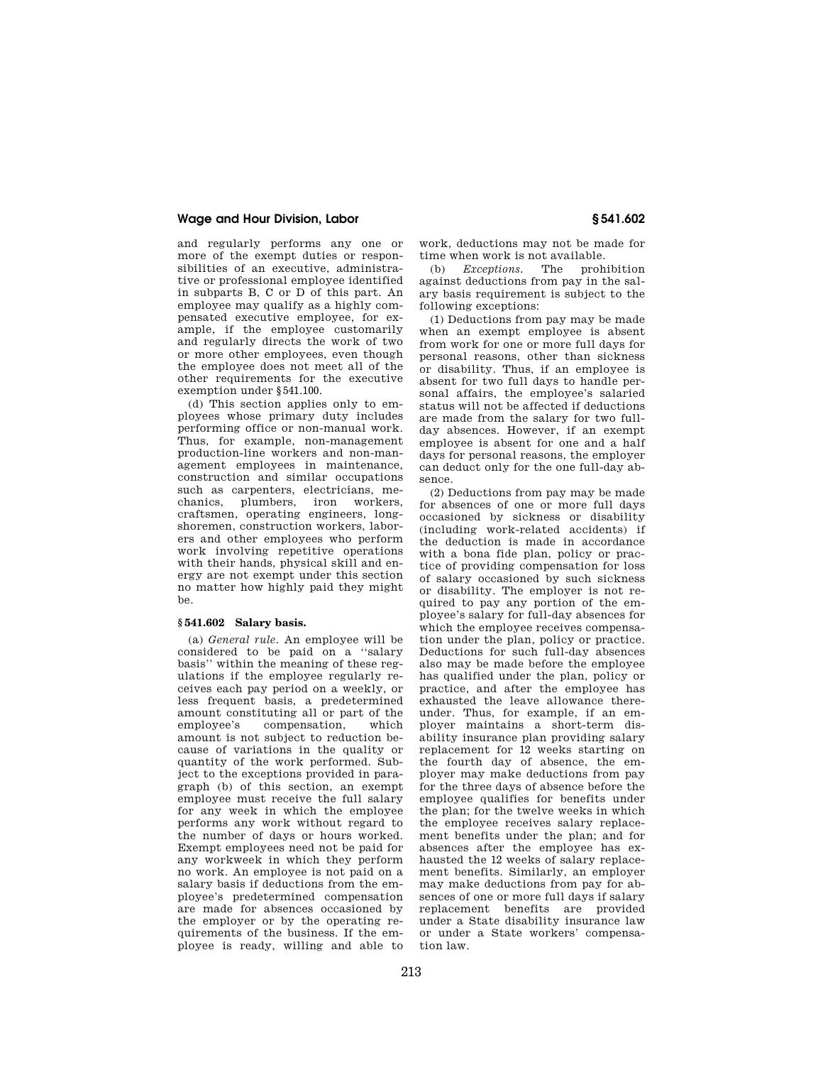and regularly performs any one or more of the exempt duties or responsibilities of an executive, administrative or professional employee identified in subparts B, C or D of this part. An employee may qualify as a highly compensated executive employee, for example, if the employee customarily and regularly directs the work of two or more other employees, even though the employee does not meet all of the other requirements for the executive exemption under §541.100.

(d) This section applies only to employees whose primary duty includes performing office or non-manual work. Thus, for example, non-management production-line workers and non-management employees in maintenance, construction and similar occupations such as carpenters, electricians, mechanics, plumbers, iron workers, craftsmen, operating engineers, longshoremen, construction workers, laborers and other employees who perform work involving repetitive operations with their hands, physical skill and energy are not exempt under this section no matter how highly paid they might be.

### § 541.602 Salary basis.

(a) *General rule.* An employee will be considered to be paid on a ''salary basis'' within the meaning of these regulations if the employee regularly receives each pay period on a weekly, or less frequent basis, a predetermined amount constituting all or part of the employee's compensation, which amount is not subject to reduction because of variations in the quality or quantity of the work performed. Subject to the exceptions provided in paragraph (b) of this section, an exempt employee must receive the full salary for any week in which the employee performs any work without regard to the number of days or hours worked. Exempt employees need not be paid for any workweek in which they perform no work. An employee is not paid on a salary basis if deductions from the employee's predetermined compensation are made for absences occasioned by the employer or by the operating requirements of the business. If the employee is ready, willing and able to work, deductions may not be made for time when work is not available.

(b) *Exceptions.* The prohibition against deductions from pay in the salary basis requirement is subject to the following exceptions:

(1) Deductions from pay may be made when an exempt employee is absent from work for one or more full days for personal reasons, other than sickness or disability. Thus, if an employee is absent for two full days to handle personal affairs, the employee's salaried status will not be affected if deductions are made from the salary for two full-day absences. However, if an exempt employee is absent for one and a half days for personal reasons, the employer can deduct only for the one full-day absence.

(2) Deductions from pay may be made for absences of one or more full days occasioned by sickness or disability (including work-related accidents) if the deduction is made in accordance with a bona fide plan, policy or practice of providing compensation for loss of salary occasioned by such sickness or disability. The employer is not required to pay any portion of the employee's salary for full-day absences for which the employee receives compensation under the plan, policy or practice. Deductions for such full-day absences also may be made before the employee has qualified under the plan, policy or practice, and after the employee has exhausted the leave allowance thereunder. Thus, for example, if an employer maintains a short-term disability insurance plan providing salary replacement for 12 weeks starting on the fourth day of absence, the employer may make deductions from pay for the three days of absence before the employee qualifies for benefits under the plan; for the twelve weeks in which the employee receives salary replacement benefits under the plan; and for absences after the employee has exhausted the 12 weeks of salary replacement benefits. Similarly, an employer may make deductions from pay for absences of one or more full days if salary replacement benefits are provided under a State disability insurance law or under a State workers' compensation law.